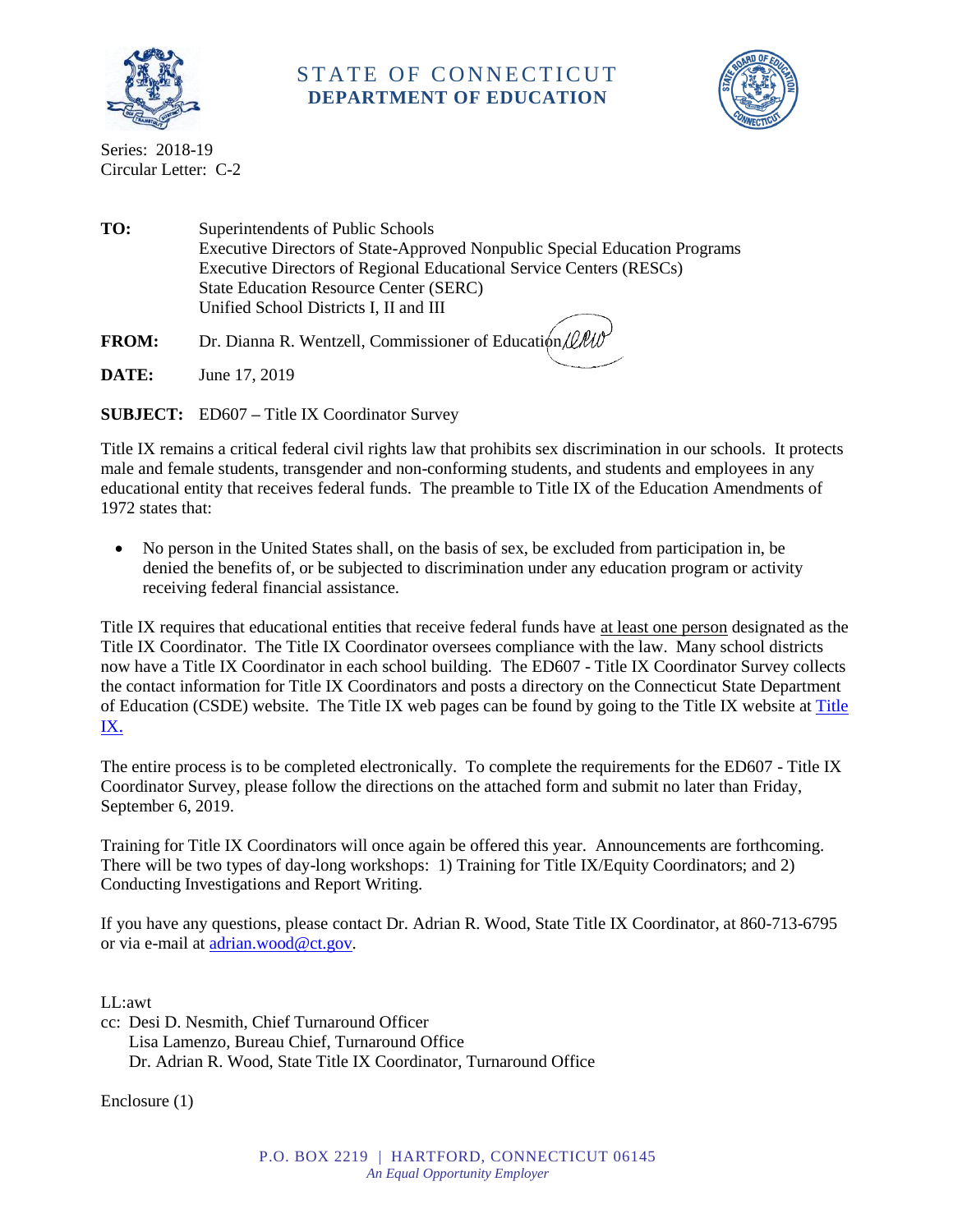# STATE OF CONNECTICUT
## DEPARTMENT OF EDUCATION

Series: 2018-19
Circular Letter: C-2

**TO:** Superintendents of Public Schools
Executive Directors of State-Approved Nonpublic Special Education Programs
Executive Directors of Regional Educational Service Centers (RESCs)
State Education Resource Center (SERC)
Unified School Districts I, II and III

**FROM:** Dr. Dianna R. Wentzell, Commissioner of Education

**DATE:** June 17, 2019

**SUBJECT:** ED607 – Title IX Coordinator Survey

Title IX remains a critical federal civil rights law that prohibits sex discrimination in our schools. It protects male and female students, transgender and non-conforming students, and students and employees in any educational entity that receives federal funds. The preamble to Title IX of the Education Amendments of 1972 states that:

- No person in the United States shall, on the basis of sex, be excluded from participation in, be denied the benefits of, or be subjected to discrimination under any education program or activity receiving federal financial assistance.

Title IX requires that educational entities that receive federal funds have at least one person designated as the Title IX Coordinator. The Title IX Coordinator oversees compliance with the law. Many school districts now have a Title IX Coordinator in each school building. The ED607 - Title IX Coordinator Survey collects the contact information for Title IX Coordinators and posts a directory on the Connecticut State Department of Education (CSDE) website. The Title IX web pages can be found by going to the Title IX website at Title IX.

The entire process is to be completed electronically. To complete the requirements for the ED607 - Title IX Coordinator Survey, please follow the directions on the attached form and submit no later than Friday, September 6, 2019.

Training for Title IX Coordinators will once again be offered this year. Announcements are forthcoming. There will be two types of day-long workshops: 1) Training for Title IX/Equity Coordinators; and 2) Conducting Investigations and Report Writing.

If you have any questions, please contact Dr. Adrian R. Wood, State Title IX Coordinator, at 860-713-6795 or via e-mail at adrian.wood@ct.gov.

LL:awt
cc: Desi D. Nesmith, Chief Turnaround Officer
Lisa Lamenzo, Bureau Chief, Turnaround Office
Dr. Adrian R. Wood, State Title IX Coordinator, Turnaround Office

Enclosure (1)

P.O. BOX 2219 | HARTFORD, CONNECTICUT 06145
*An Equal Opportunity Employer*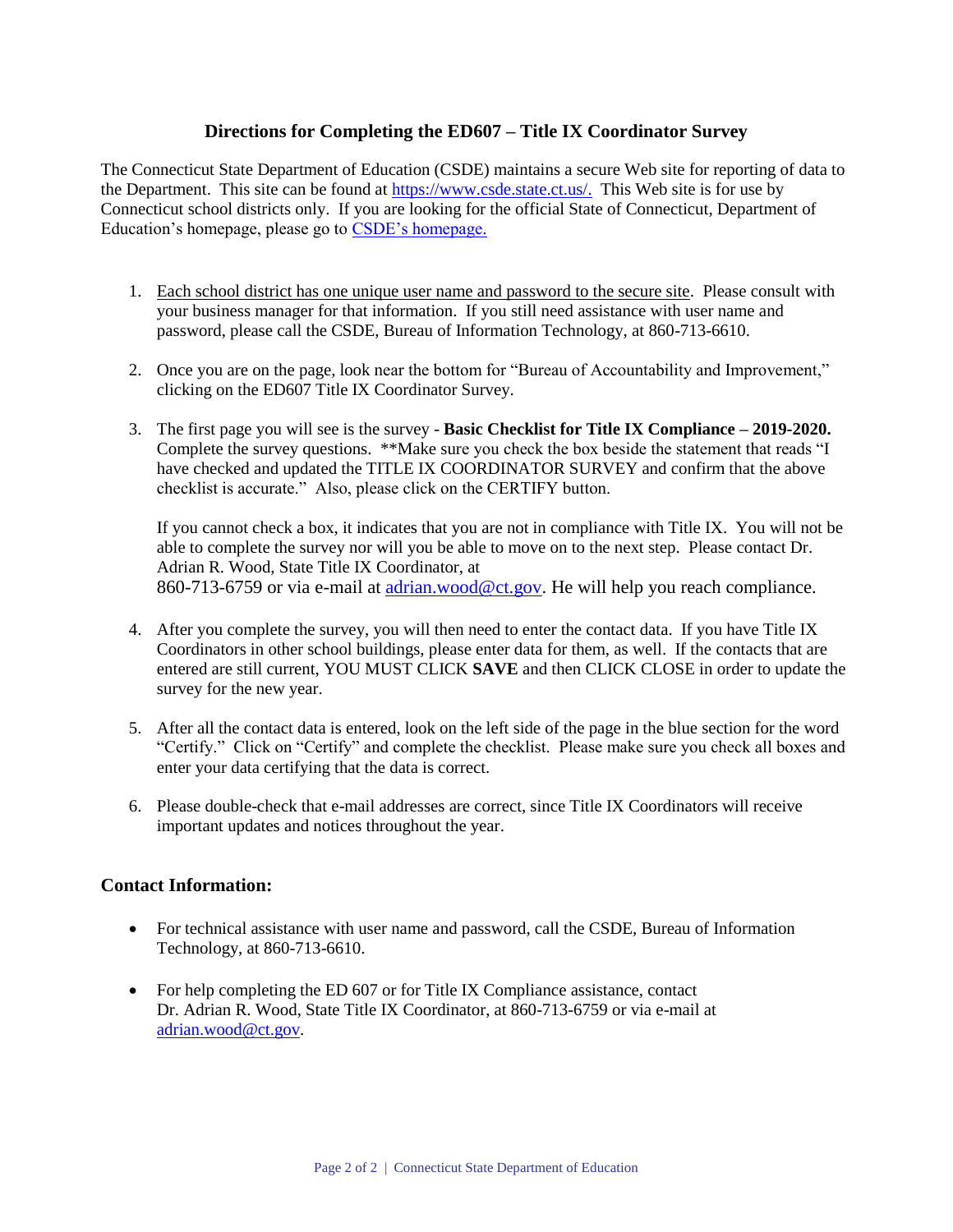## Directions for Completing the ED607 – Title IX Coordinator Survey

The Connecticut State Department of Education (CSDE) maintains a secure Web site for reporting of data to the Department. This site can be found at [https://www.csde.state.ct.us/.](https://www.csde.state.ct.us/) This Web site is for use by Connecticut school districts only. If you are looking for the official State of Connecticut, Department of Education's homepage, please go to CSDE's homepage.

1. Each school district has one unique user name and password to the secure site. Please consult with your business manager for that information. If you still need assistance with user name and password, please call the CSDE, Bureau of Information Technology, at 860-713-6610.

2. Once you are on the page, look near the bottom for "Bureau of Accountability and Improvement," clicking on the ED607 Title IX Coordinator Survey.

3. The first page you will see is the survey - **Basic Checklist for Title IX Compliance – 2019-2020.** Complete the survey questions. **Make sure you check the box beside the statement that reads "I have checked and updated the TITLE IX COORDINATOR SURVEY and confirm that the above checklist is accurate." Also, please click on the CERTIFY button.

   If you cannot check a box, it indicates that you are not in compliance with Title IX. You will not be able to complete the survey nor will you be able to move on to the next step. Please contact Dr. Adrian R. Wood, State Title IX Coordinator, at 860-713-6759 or via e-mail at adrian.wood@ct.gov. He will help you reach compliance.

4. After you complete the survey, you will then need to enter the contact data. If you have Title IX Coordinators in other school buildings, please enter data for them, as well. If the contacts that are entered are still current, YOU MUST CLICK **SAVE** and then CLICK CLOSE in order to update the survey for the new year.

5. After all the contact data is entered, look on the left side of the page in the blue section for the word "Certify." Click on "Certify" and complete the checklist. Please make sure you check all boxes and enter your data certifying that the data is correct.

6. Please double-check that e-mail addresses are correct, since Title IX Coordinators will receive important updates and notices throughout the year.

### Contact Information:

- For technical assistance with user name and password, call the CSDE, Bureau of Information Technology, at 860-713-6610.
- For help completing the ED 607 or for Title IX Compliance assistance, contact Dr. Adrian R. Wood, State Title IX Coordinator, at 860-713-6759 or via e-mail at adrian.wood@ct.gov.